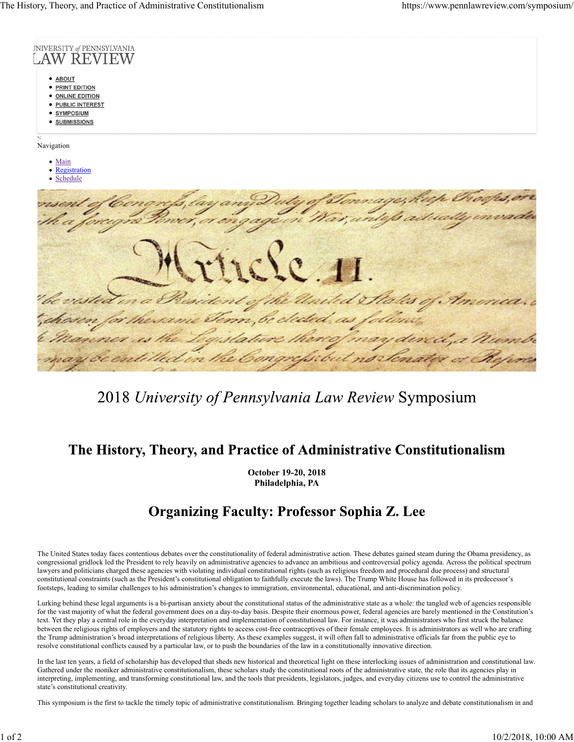UNIVERSITY *of* PENNSYLVANIA
LAW REVIEW

- ABOUT
- PRINT EDITION
- ONLINE EDITION
- PUBLIC INTEREST
- SYMPOSIUM
- SUBMISSIONS

<

Navigation

- Main
- Registration
- Schedule

# 2018 *University of Pennsylvania Law Review* Symposium

## The History, Theory, and Practice of Administrative Constitutionalism

**October 19-20, 2018**
**Philadelphia, PA**

## Organizing Faculty: Professor Sophia Z. Lee

The United States today faces contentious debates over the constitutionality of federal administrative action. These debates gained steam during the Obama presidency, as congressional gridlock led the President to rely heavily on administrative agencies to advance an ambitious and controversial policy agenda. Across the political spectrum lawyers and politicians charged these agencies with violating individual constitutional rights (such as religious freedom and procedural due process) and structural constitutional constraints (such as the President's constitutional obligation to faithfully execute the laws). The Trump White House has followed in its predecessor's footsteps, leading to similar challenges to his administration's changes to immigration, environmental, educational, and anti-discrimination policy.

Lurking behind these legal arguments is a bi-partisan anxiety about the constitutional status of the administrative state as a whole: the tangled web of agencies responsible for the vast majority of what the federal government does on a day-to-day basis. Despite their enormous power, federal agencies are barely mentioned in the Constitution's text. Yet they play a central role in the everyday interpretation and implementation of constitutional law. For instance, it was administrators who first struck the balance between the religious rights of employers and the statutory rights to access cost-free contraceptives of their female employees. It is administrators as well who are crafting the Trump administration's broad interpretations of religious liberty. As these examples suggest, it will often fall to administrative officials far from the public eye to resolve constitutional conflicts caused by a particular law, or to push the boundaries of the law in a constitutionally innovative direction.

In the last ten years, a field of scholarship has developed that sheds new historical and theoretical light on these interlocking issues of administration and constitutional law. Gathered under the moniker administrative constitutionalism, these scholars study the constitutional roots of the administrative state, the role that its agencies play in interpreting, implementing, and transforming constitutional law, and the tools that presidents, legislators, judges, and everyday citizens use to control the administrative state's constitutional creativity.

This symposium is the first to tackle the timely topic of administrative constitutionalism. Bringing together leading scholars to analyze and debate constitutionalism in and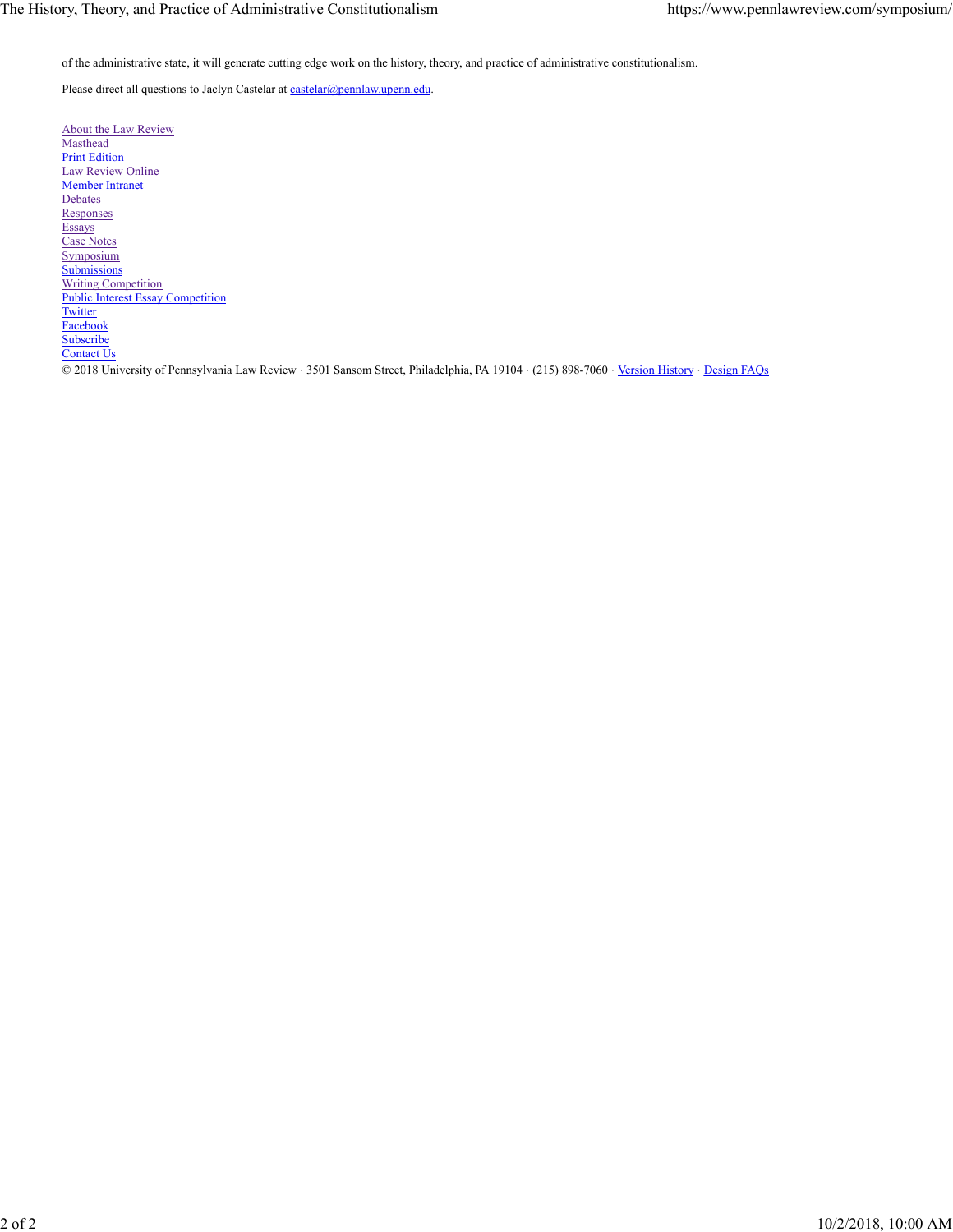of the administrative state, it will generate cutting edge work on the history, theory, and practice of administrative constitutionalism.

Please direct all questions to Jaclyn Castelar at castelar@pennlaw.upenn.edu.

About the Law Review
Masthead
Print Edition
Law Review Online
Member Intranet
Debates
Responses
Essays
Case Notes
Symposium
Submissions
Writing Competition
Public Interest Essay Competition
Twitter
Facebook
Subscribe
Contact Us

© 2018 University of Pennsylvania Law Review · 3501 Sansom Street, Philadelphia, PA 19104 · (215) 898-7060 · Version History · Design FAQs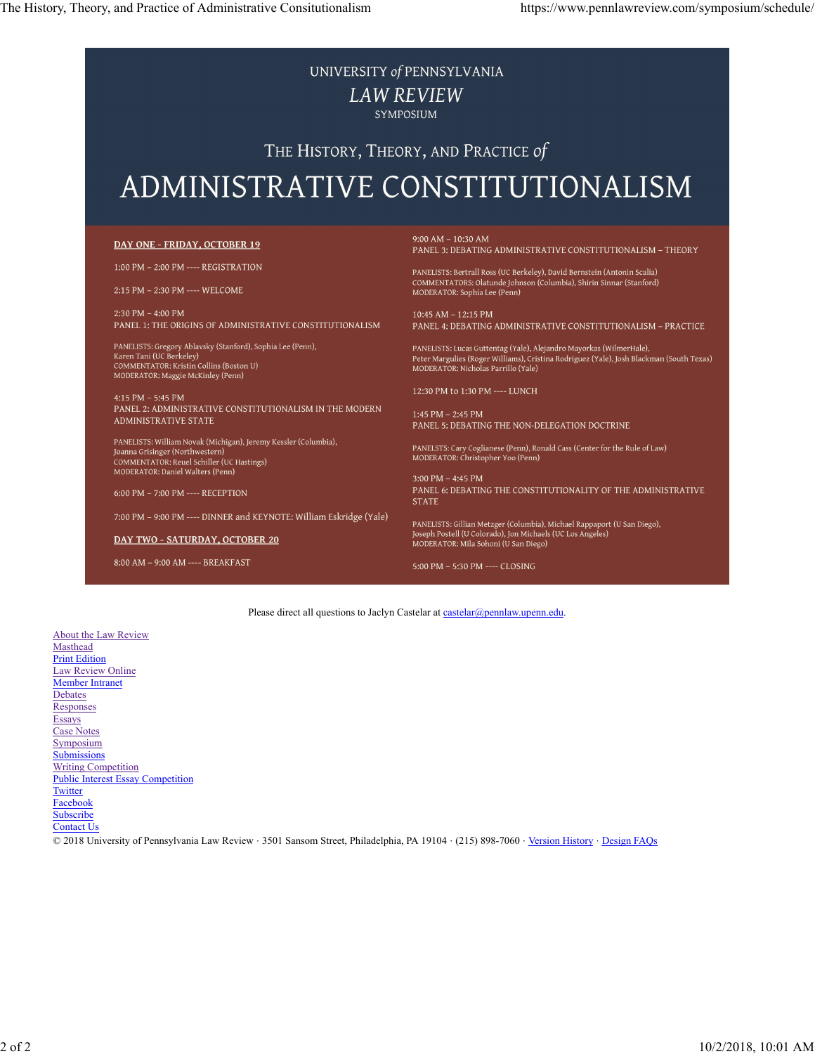# UNIVERSITY *of* PENNSYLVANIA

## *LAW REVIEW*

SYMPOSIUM

## THE HISTORY, THEORY, AND PRACTICE *of*

# ADMINISTRATIVE CONSTITUTIONALISM

**DAY ONE - FRIDAY, OCTOBER 19**

1:00 PM – 2:00 PM ---- REGISTRATION

2:15 PM – 2:30 PM ---- WELCOME

2:30 PM – 4:00 PM
PANEL 1: THE ORIGINS OF ADMINISTRATIVE CONSTITUTIONALISM

PANELISTS: Gregory Ablavsky (Stanford), Sophia Lee (Penn), Karen Tani (UC Berkeley)
COMMENTATOR: Kristin Collins (Boston U)
MODERATOR: Maggie McKinley (Penn)

4:15 PM – 5:45 PM
PANEL 2: ADMINISTRATIVE CONSTITUTIONALISM IN THE MODERN ADMINISTRATIVE STATE

PANELISTS: William Novak (Michigan), Jeremy Kessler (Columbia), Joanna Grisinger (Northwestern)
COMMENTATOR: Reuel Schiller (UC Hastings)
MODERATOR: Daniel Walters (Penn)

6:00 PM – 7:00 PM ---- RECEPTION

7:00 PM – 9:00 PM ---- DINNER and KEYNOTE: William Eskridge (Yale)

**DAY TWO - SATURDAY, OCTOBER 20**

8:00 AM – 9:00 AM ---- BREAKFAST

9:00 AM – 10:30 AM
PANEL 3: DEBATING ADMINISTRATIVE CONSTITUTIONALISM – THEORY

PANELISTS: Bertrall Ross (UC Berkeley), David Bernstein (Antonin Scalia)
COMMENTATORS: Olatunde Johnson (Columbia), Shirin Sinnar (Stanford)
MODERATOR: Sophia Lee (Penn)

10:45 AM – 12:15 PM
PANEL 4: DEBATING ADMINISTRATIVE CONSTITUTIONALISM – PRACTICE

PANELISTS: Lucas Guttentag (Yale), Alejandro Mayorkas (WilmerHale), Peter Margulies (Roger Williams), Cristina Rodriguez (Yale), Josh Blackman (South Texas)
MODERATOR: Nicholas Parrillo (Yale)

12:30 PM to 1:30 PM ---- LUNCH

1:45 PM – 2:45 PM
PANEL 5: DEBATING THE NON-DELEGATION DOCTRINE

PANELSTS: Cary Coglianese (Penn), Ronald Cass (Center for the Rule of Law)
MODERATOR: Christopher Yoo (Penn)

3:00 PM – 4:45 PM
PANEL 6: DEBATING THE CONSTITUTIONALITY OF THE ADMINISTRATIVE STATE

PANELISTS: Gillian Metzger (Columbia), Michael Rappaport (U San Diego), Joseph Postell (U Colorado), Jon Michaels (UC Los Angeles)
MODERATOR: Mila Sohoni (U San Diego)

5:00 PM – 5:30 PM ---- CLOSING

Please direct all questions to Jaclyn Castelar at castelar@pennlaw.upenn.edu.

- About the Law Review
- Masthead
- Print Edition
- Law Review Online
- Member Intranet
- Debates
- Responses
- Essays
- Case Notes
- Symposium
- Submissions
- Writing Competition
- Public Interest Essay Competition
- Twitter
- Facebook
- Subscribe
- Contact Us

© 2018 University of Pennsylvania Law Review · 3501 Sansom Street, Philadelphia, PA 19104 · (215) 898-7060 · Version History · Design FAQs